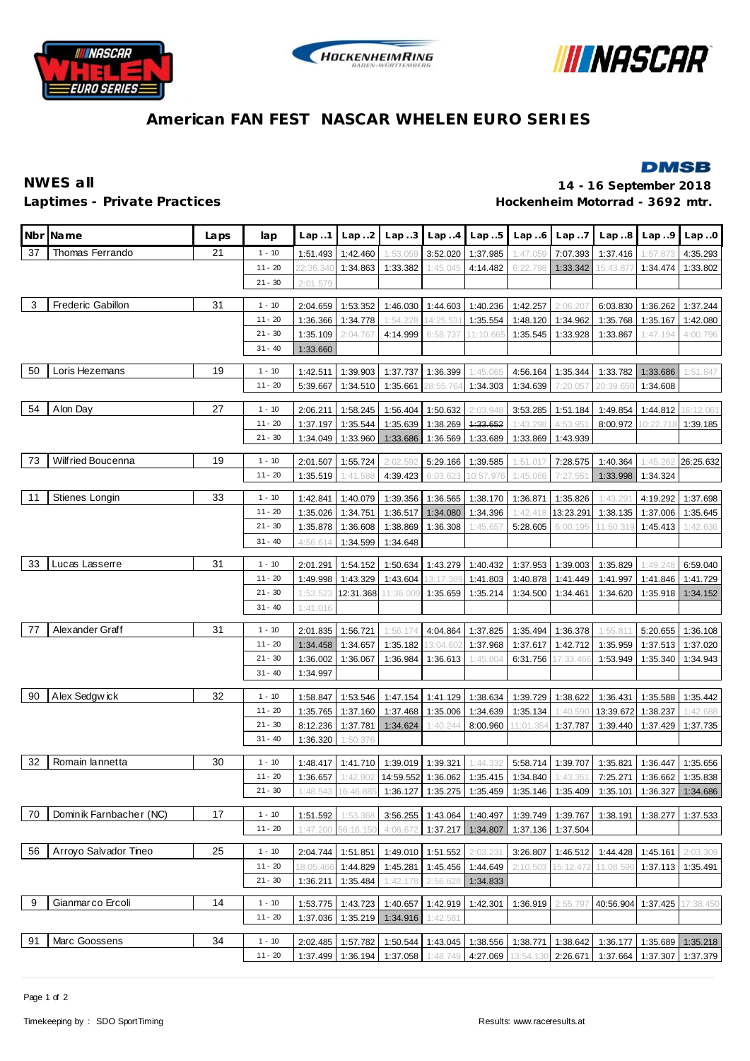# American FAN FEST NASCAR WHELEN EURO SERIES

**NWES all**
**Laptimes - Private Practices**

**14 - 16 September 2018**
**Hockenheim Motorrad - 3692 mtr.**

| Nbr | Name | Laps | lap | Lap ..1 | Lap ..2 | Lap ..3 | Lap ..4 | Lap ..5 | Lap ..6 | Lap ..7 | Lap ..8 | Lap ..9 | Lap ..0 |
|---|---|---|---|---|---|---|---|---|---|---|---|---|---|
| 37 | Thomas Ferrando | 21 | 1 - 10 | 1:51.493 | 1:42.460 | 1:53.059 | 3:52.020 | 1:37.985 | 1:47.059 | 7:07.393 | 1:37.416 | 1:57.873 | 4:35.293 |
| | | | 11 - 20 | 22:36.340 | 1:34.863 | 1:33.382 | 1:45.045 | 4:14.482 | 6:22.798 | 1:33.342 | 15:43.877 | 1:34.474 | 1:33.802 |
| | | | 21 - 30 | 2:01.579 | | | | | | | | | |
| 3 | Frederic Gabillon | 31 | 1 - 10 | 2:04.659 | 1:53.352 | 1:46.030 | 1:44.603 | 1:40.236 | 1:42.257 | 2:06.207 | 6:03.830 | 1:36.262 | 1:37.244 |
| | | | 11 - 20 | 1:36.366 | 1:34.778 | 1:54.228 | 14:25.531 | 1:35.554 | 1:48.120 | 1:34.962 | 1:35.768 | 1:35.167 | 1:42.080 |
| | | | 21 - 30 | 1:35.109 | 2:04.767 | 4:14.999 | 6:58.737 | 11:10.665 | 1:35.545 | 1:33.928 | 1:33.867 | 1:47.194 | 4:00.796 |
| | | | 31 - 40 | 1:33.660 | | | | | | | | | |
| 50 | Loris Hezemans | 19 | 1 - 10 | 1:42.511 | 1:39.903 | 1:37.737 | 1:36.399 | 1:45.065 | 4:56.164 | 1:35.344 | 1:33.782 | 1:33.686 | 1:51.847 |
| | | | 11 - 20 | 5:39.667 | 1:34.510 | 1:35.661 | 28:55.764 | 1:34.303 | 1:34.639 | 7:20.057 | 20:39.650 | 1:34.608 | |
| 54 | Alon Day | 27 | 1 - 10 | 2:06.211 | 1:58.245 | 1:56.404 | 1:50.632 | 2:03.948 | 3:53.285 | 1:51.184 | 1:49.854 | 1:44.812 | 16:12.061 |
| | | | 11 - 20 | 1:37.197 | 1:35.544 | 1:35.639 | 1:38.269 | ~~1:33.652~~ | 1:43.298 | 4:53.951 | 8:00.972 | 10:22.718 | 1:39.185 |
| | | | 21 - 30 | 1:34.049 | 1:33.960 | 1:33.686 | 1:36.569 | 1:33.689 | 1:33.869 | 1:43.939 | | | |
| 73 | Wilfried Boucenna | 19 | 1 - 10 | 2:01.507 | 1:55.724 | 2:02.592 | 5:29.166 | 1:39.585 | 1:51.017 | 7:28.575 | 1:40.364 | 1:45.262 | 26:25.632 |
| | | | 11 - 20 | 1:35.519 | 1:41.588 | 4:39.423 | 6:03.623 | 10:57.976 | 1:45.066 | 7:27.551 | 1:33.998 | 1:34.324 | |
| 11 | Stienes Longin | 33 | 1 - 10 | 1:42.841 | 1:40.079 | 1:39.356 | 1:36.565 | 1:38.170 | 1:36.871 | 1:35.826 | 1:43.291 | 4:19.292 | 1:37.698 |
| | | | 11 - 20 | 1:35.026 | 1:34.751 | 1:36.517 | 1:34.080 | 1:34.396 | 1:42.418 | 13:23.291 | 1:38.135 | 1:37.006 | 1:35.645 |
| | | | 21 - 30 | 1:35.878 | 1:36.608 | 1:38.869 | 1:36.308 | 1:45.657 | 5:28.605 | 6:00.195 | 11:50.319 | 1:45.413 | 1:42.636 |
| | | | 31 - 40 | 4:56.614 | 1:34.599 | 1:34.648 | | | | | | | |
| 33 | Lucas Lasserre | 31 | 1 - 10 | 2:01.291 | 1:54.152 | 1:50.634 | 1:43.279 | 1:40.432 | 1:37.953 | 1:39.003 | 1:35.829 | 1:49.248 | 6:59.040 |
| | | | 11 - 20 | 1:49.998 | 1:43.329 | 1:43.604 | 13:17.389 | 1:41.803 | 1:40.878 | 1:41.449 | 1:41.997 | 1:41.846 | 1:41.729 |
| | | | 21 - 30 | 1:53.523 | 12:31.368 | 11:36.009 | 1:35.659 | 1:35.214 | 1:34.500 | 1:34.461 | 1:34.620 | 1:35.918 | 1:34.152 |
| | | | 31 - 40 | 1:41.016 | | | | | | | | | |
| 77 | Alexander Graff | 31 | 1 - 10 | 2:01.835 | 1:56.721 | 1:56.174 | 4:04.864 | 1:37.825 | 1:35.494 | 1:36.378 | 1:55.811 | 5:20.655 | 1:36.108 |
| | | | 11 - 20 | 1:34.458 | 1:34.657 | 1:35.182 | 13:04.602 | 1:37.968 | 1:37.617 | 1:42.712 | 1:35.959 | 1:37.513 | 1:37.020 |
| | | | 21 - 30 | 1:36.002 | 1:36.067 | 1:36.984 | 1:36.613 | 1:45.804 | 6:31.756 | 17:33.466 | 1:53.949 | 1:35.340 | 1:34.943 |
| | | | 31 - 40 | 1:34.997 | | | | | | | | | |
| 90 | Alex Sedgwick | 32 | 1 - 10 | 1:58.847 | 1:53.546 | 1:47.154 | 1:41.129 | 1:38.634 | 1:39.729 | 1:38.622 | 1:36.431 | 1:35.588 | 1:35.442 |
| | | | 11 - 20 | 1:35.765 | 1:37.160 | 1:37.468 | 1:35.006 | 1:34.639 | 1:35.134 | 1:40.590 | 13:39.672 | 1:38.237 | 1:42.688 |
| | | | 21 - 30 | 8:12.236 | 1:37.781 | 1:34.624 | 1:40.244 | 8:00.960 | 11:01.354 | 1:37.787 | 1:39.440 | 1:37.429 | 1:37.735 |
| | | | 31 - 40 | 1:36.320 | 1:50.376 | | | | | | | | |
| 32 | Romain Iannetta | 30 | 1 - 10 | 1:48.417 | 1:41.710 | 1:39.019 | 1:39.321 | 1:44.332 | 5:58.714 | 1:39.707 | 1:35.821 | 1:36.447 | 1:35.656 |
| | | | 11 - 20 | 1:36.657 | 1:42.902 | 14:59.552 | 1:36.062 | 1:35.415 | 1:34.840 | 1:43.351 | 7:25.271 | 1:36.662 | 1:35.838 |
| | | | 21 - 30 | 1:48.543 | 16:46.885 | 1:36.127 | 1:35.275 | 1:35.459 | 1:35.146 | 1:35.409 | 1:35.101 | 1:36.327 | 1:34.686 |
| 70 | Dominik Farnbacher (NC) | 17 | 1 - 10 | 1:51.592 | 1:53.368 | 3:56.255 | 1:43.064 | 1:40.497 | 1:39.749 | 1:39.767 | 1:38.191 | 1:38.277 | 1:37.533 |
| | | | 11 - 20 | 1:47.200 | 56:16.150 | 4:06.672 | 1:37.217 | 1:34.807 | 1:37.136 | 1:37.504 | | | |
| 56 | Arroyo Salvador Tineo | 25 | 1 - 10 | 2:04.744 | 1:51.851 | 1:49.010 | 1:51.552 | 2:03.231 | 3:26.807 | 1:46.512 | 1:44.428 | 1:45.161 | 2:03.309 |
| | | | 11 - 20 | 18:05.466 | 1:44.829 | 1:45.281 | 1:45.456 | 1:44.649 | 2:10.503 | 15:12.472 | 11:08.590 | 1:37.113 | 1:35.491 |
| | | | 21 - 30 | 1:36.211 | 1:35.484 | 1:42.178 | 2:56.628 | 1:34.833 | | | | | |
| 9 | Gianmarco Ercoli | 14 | 1 - 10 | 1:53.775 | 1:43.723 | 1:40.657 | 1:42.919 | 1:42.301 | 1:36.919 | 2:55.797 | 40:56.904 | 1:37.425 | 17:38.450 |
| | | | 11 - 20 | 1:37.036 | 1:35.219 | 1:34.916 | 1:42.581 | | | | | | |
| 91 | Marc Goossens | 34 | 1 - 10 | 2:02.485 | 1:57.782 | 1:50.544 | 1:43.045 | 1:38.556 | 1:38.771 | 1:38.642 | 1:36.177 | 1:35.689 | 1:35.218 |
| | | | 11 - 20 | 1:37.499 | 1:36.194 | 1:37.058 | 1:48.749 | 4:27.069 | 13:54.130 | 2:26.671 | 1:37.664 | 1:37.307 | 1:37.379 |

Timekeeping by : SDO SportTiming

Results: www.raceresults.at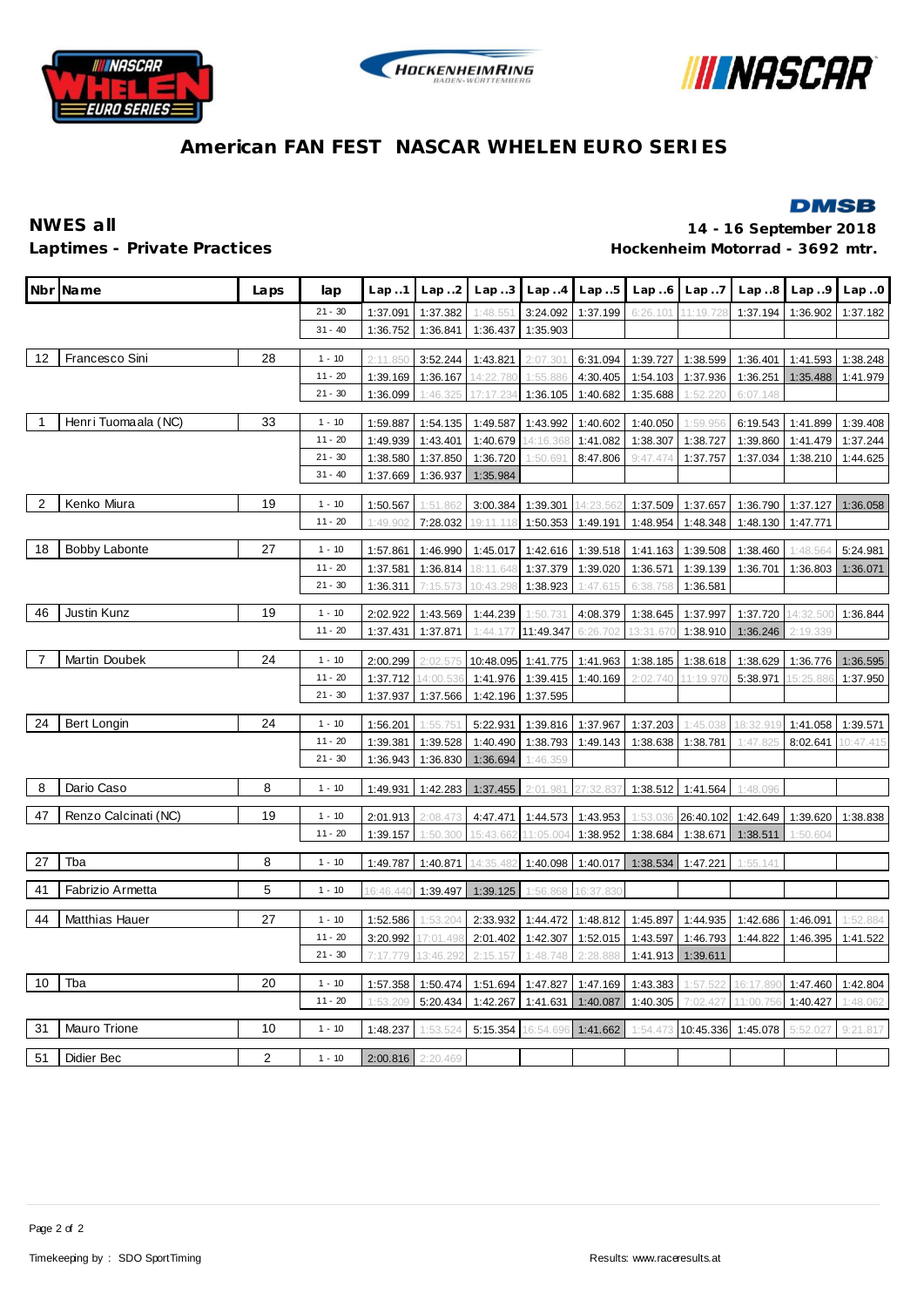# American FAN FEST NASCAR WHELEN EURO SERIES

**NWES all**
**Laptimes - Private Practices**

**14 - 16 September 2018**
**Hockenheim Motorrad - 3692 mtr.**

| Nbr | Name | Laps | lap | Lap ..1 | Lap ..2 | Lap ..3 | Lap ..4 | Lap ..5 | Lap ..6 | Lap ..7 | Lap ..8 | Lap ..9 | Lap ..0 |
|---|---|---|---|---|---|---|---|---|---|---|---|---|---|
| | | | 21 - 30 | 1:37.091 | 1:37.382 | 1:48.551 | 3:24.092 | 1:37.199 | 6:26.101 | 11:19.728 | 1:37.194 | 1:36.902 | 1:37.182 |
| | | | 31 - 40 | 1:36.752 | 1:36.841 | 1:36.437 | 1:35.903 | | | | | | |
| 12 | Francesco Sini | 28 | 1 - 10 | 2:11.850 | 3:52.244 | 1:43.821 | 2:07.301 | 6:31.094 | 1:39.727 | 1:38.599 | 1:36.401 | 1:41.593 | 1:38.248 |
| | | | 11 - 20 | 1:39.169 | 1:36.167 | 14:22.780 | 1:55.886 | 4:30.405 | 1:54.103 | 1:37.936 | 1:36.251 | 1:35.488 | 1:41.979 |
| | | | 21 - 30 | 1:36.099 | 1:46.325 | 17:17.234 | 1:36.105 | 1:40.682 | 1:35.688 | 1:52.220 | 6:07.148 | | |
| 1 | Henri Tuomaala (NC) | 33 | 1 - 10 | 1:59.887 | 1:54.135 | 1:49.587 | 1:43.992 | 1:40.602 | 1:40.050 | 1:59.956 | 6:19.543 | 1:41.899 | 1:39.408 |
| | | | 11 - 20 | 1:49.939 | 1:43.401 | 1:40.679 | 14:16.368 | 1:41.082 | 1:38.307 | 1:38.727 | 1:39.860 | 1:41.479 | 1:37.244 |
| | | | 21 - 30 | 1:38.580 | 1:37.850 | 1:36.720 | 1:50.691 | 8:47.806 | 9:47.474 | 1:37.757 | 1:37.034 | 1:38.210 | 1:44.625 |
| | | | 31 - 40 | 1:37.669 | 1:36.937 | 1:35.984 | | | | | | | |
| 2 | Kenko Miura | 19 | 1 - 10 | 1:50.567 | 1:51.862 | 3:00.384 | 1:39.301 | 14:23.562 | 1:37.509 | 1:37.657 | 1:36.790 | 1:37.127 | 1:36.058 |
| | | | 11 - 20 | 1:49.902 | 7:28.032 | 19:11.118 | 1:50.353 | 1:49.191 | 1:48.954 | 1:48.348 | 1:48.130 | 1:47.771 | |
| 18 | Bobby Labonte | 27 | 1 - 10 | 1:57.861 | 1:46.990 | 1:45.017 | 1:42.616 | 1:39.518 | 1:41.163 | 1:39.508 | 1:38.460 | 1:48.564 | 5:24.981 |
| | | | 11 - 20 | 1:37.581 | 1:36.814 | 18:11.648 | 1:37.379 | 1:39.020 | 1:36.571 | 1:39.139 | 1:36.701 | 1:36.803 | 1:36.071 |
| | | | 21 - 30 | 1:36.311 | 7:15.573 | 10:43.298 | 1:38.923 | 1:47.615 | 6:38.758 | 1:36.581 | | | |
| 46 | Justin Kunz | 19 | 1 - 10 | 2:02.922 | 1:43.569 | 1:44.239 | 1:50.731 | 4:08.379 | 1:38.645 | 1:37.997 | 1:37.720 | 14:32.500 | 1:36.844 |
| | | | 11 - 20 | 1:37.431 | 1:37.871 | 1:44.177 | 11:49.347 | 6:26.702 | 13:31.670 | 1:38.910 | 1:36.246 | 2:19.339 | |
| 7 | Martin Doubek | 24 | 1 - 10 | 2:00.299 | 2:02.575 | 10:48.095 | 1:41.775 | 1:41.963 | 1:38.185 | 1:38.618 | 1:38.629 | 1:36.776 | 1:36.595 |
| | | | 11 - 20 | 1:37.712 | 14:00.536 | 1:41.976 | 1:39.415 | 1:40.169 | 2:02.740 | 11:19.970 | 5:38.971 | 15:25.886 | 1:37.950 |
| | | | 21 - 30 | 1:37.937 | 1:37.566 | 1:42.196 | 1:37.595 | | | | | | |
| 24 | Bert Longin | 24 | 1 - 10 | 1:56.201 | 1:55.751 | 5:22.931 | 1:39.816 | 1:37.967 | 1:37.203 | 1:45.038 | 18:32.919 | 1:41.058 | 1:39.571 |
| | | | 11 - 20 | 1:39.381 | 1:39.528 | 1:40.490 | 1:38.793 | 1:49.143 | 1:38.638 | 1:38.781 | 1:47.825 | 8:02.641 | 10:47.415 |
| | | | 21 - 30 | 1:36.943 | 1:36.830 | 1:36.694 | 1:46.359 | | | | | | |
| 8 | Dario Caso | 8 | 1 - 10 | 1:49.931 | 1:42.283 | 1:37.455 | 2:01.981 | 27:32.837 | 1:38.512 | 1:41.564 | 1:48.096 | | |
| 47 | Renzo Calcinati (NC) | 19 | 1 - 10 | 2:01.913 | 2:08.473 | 4:47.471 | 1:44.573 | 1:43.953 | 1:53.036 | 26:40.102 | 1:42.649 | 1:39.620 | 1:38.838 |
| | | | 11 - 20 | 1:39.157 | 1:50.300 | 15:43.662 | 11:05.004 | 1:38.952 | 1:38.684 | 1:38.671 | 1:38.511 | 1:50.604 | |
| 27 | Tba | 8 | 1 - 10 | 1:49.787 | 1:40.871 | 14:35.482 | 1:40.098 | 1:40.017 | 1:38.534 | 1:47.221 | 1:55.141 | | |
| 41 | Fabrizio Armetta | 5 | 1 - 10 | 16:46.440 | 1:39.497 | 1:39.125 | 1:56.868 | 16:37.830 | | | | | |
| 44 | Matthias Hauer | 27 | 1 - 10 | 1:52.586 | 1:53.204 | 2:33.932 | 1:44.472 | 1:48.812 | 1:45.897 | 1:44.935 | 1:42.686 | 1:46.091 | 1:52.884 |
| | | | 11 - 20 | 3:20.992 | 17:01.498 | 2:01.402 | 1:42.307 | 1:52.015 | 1:43.597 | 1:46.793 | 1:44.822 | 1:46.395 | 1:41.522 |
| | | | 21 - 30 | 7:17.779 | 13:46.292 | 2:15.157 | 1:48.748 | 2:28.888 | 1:41.913 | 1:39.611 | | | |
| 10 | Tba | 20 | 1 - 10 | 1:57.358 | 1:50.474 | 1:51.694 | 1:47.827 | 1:47.169 | 1:43.383 | 1:57.522 | 16:17.890 | 1:47.460 | 1:42.804 |
| | | | 11 - 20 | 1:53.209 | 5:20.434 | 1:42.267 | 1:41.631 | 1:40.087 | 1:40.305 | 7:02.427 | 11:00.756 | 1:40.427 | 1:48.062 |
| 31 | Mauro Trione | 10 | 1 - 10 | 1:48.237 | 1:53.524 | 5:15.354 | 16:54.696 | 1:41.662 | 1:54.473 | 10:45.336 | 1:45.078 | 5:52.027 | 9:21.817 |
| 51 | Didier Bec | 2 | 1 - 10 | 2:00.816 | 2:20.469 | | | | | | | | |

Timekeeping by : SDO SportTiming

Results: www.raceresults.at